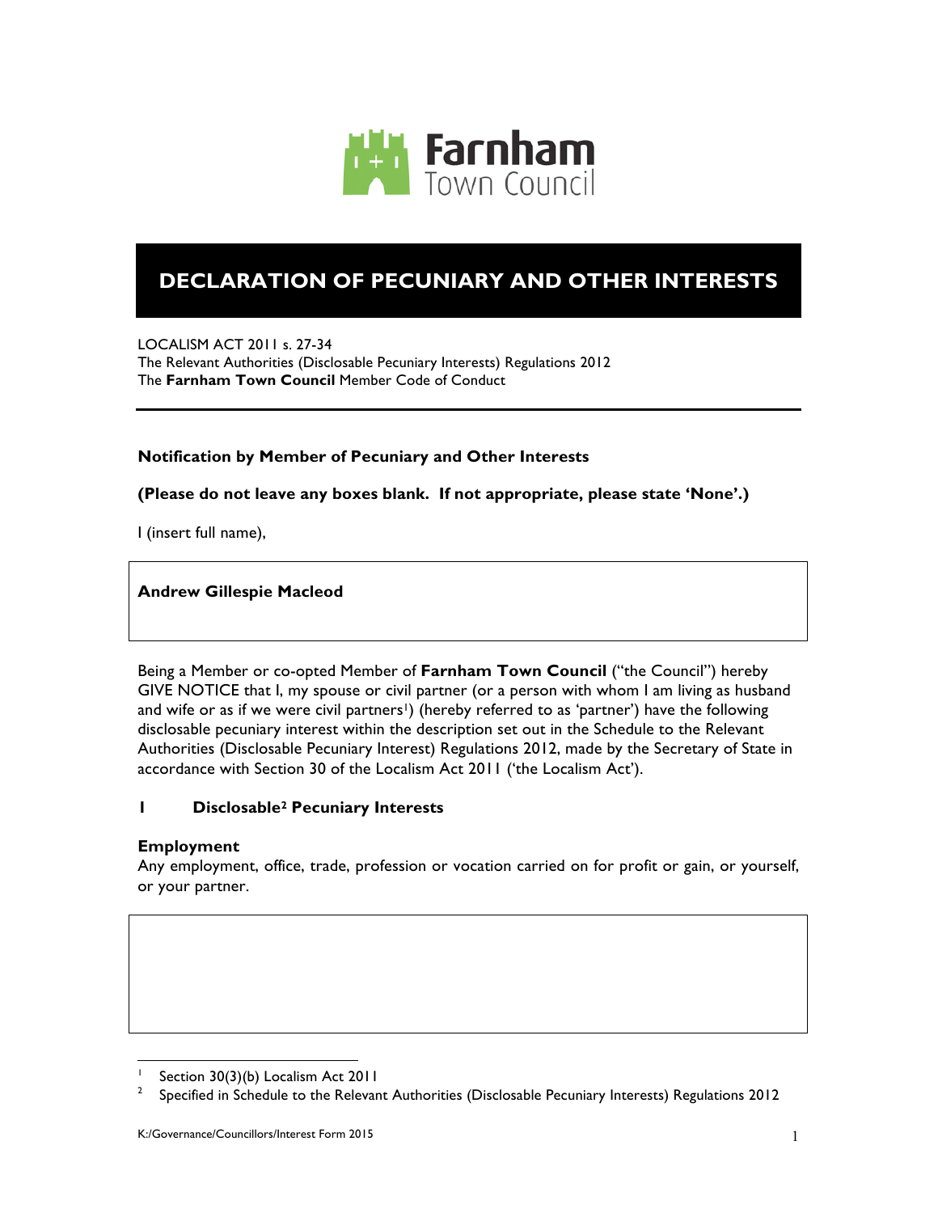Farnham Town Council

# DECLARATION OF PECUNIARY AND OTHER INTERESTS

LOCALISM ACT 2011 s. 27-34
The Relevant Authorities (Disclosable Pecuniary Interests) Regulations 2012
The **Farnham Town Council** Member Code of Conduct

---

**Notification by Member of Pecuniary and Other Interests**

**(Please do not leave any boxes blank. If not appropriate, please state 'None'.)**

I (insert full name),

| **Andrew Gillespie Macleod** |
|---|

Being a Member or co-opted Member of **Farnham Town Council** ("the Council") hereby GIVE NOTICE that I, my spouse or civil partner (or a person with whom I am living as husband and wife or as if we were civil partners[1]) (hereby referred to as 'partner') have the following disclosable pecuniary interest within the description set out in the Schedule to the Relevant Authorities (Disclosable Pecuniary Interest) Regulations 2012, made by the Secretary of State in accordance with Section 30 of the Localism Act 2011 ('the Localism Act').

## 1 Disclosable[2] Pecuniary Interests

### Employment

Any employment, office, trade, profession or vocation carried on for profit or gain, or yourself, or your partner.

| |
|---|

[1] Section 30(3)(b) Localism Act 2011

[2] Specified in Schedule to the Relevant Authorities (Disclosable Pecuniary Interests) Regulations 2012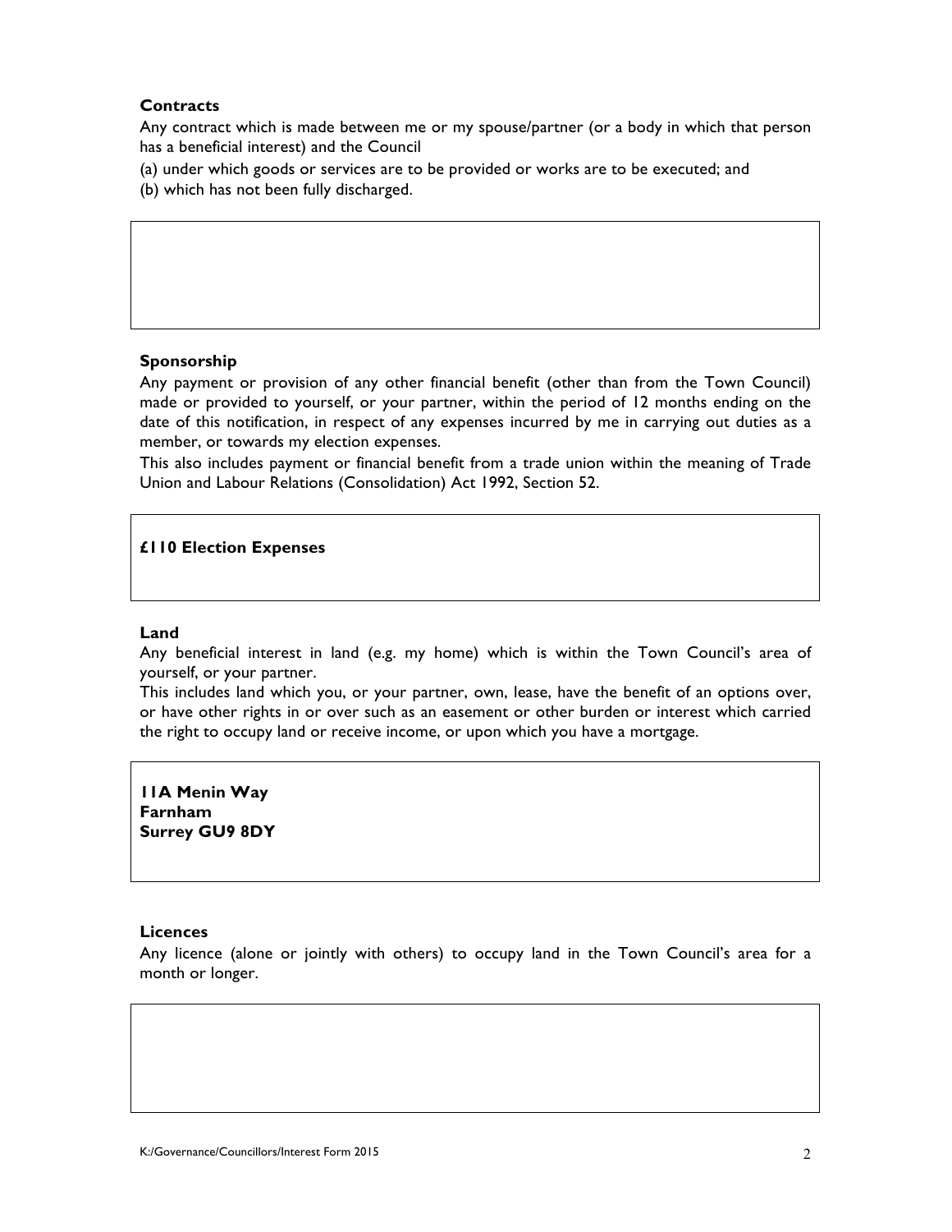**Contracts**

Any contract which is made between me or my spouse/partner (or a body in which that person has a beneficial interest) and the Council

(a) under which goods or services are to be provided or works are to be executed; and

(b) which has not been fully discharged.

**Sponsorship**

Any payment or provision of any other financial benefit (other than from the Town Council) made or provided to yourself, or your partner, within the period of 12 months ending on the date of this notification, in respect of any expenses incurred by me in carrying out duties as a member, or towards my election expenses.

This also includes payment or financial benefit from a trade union within the meaning of Trade Union and Labour Relations (Consolidation) Act 1992, Section 52.

**£110 Election Expenses**

**Land**

Any beneficial interest in land (e.g. my home) which is within the Town Council's area of yourself, or your partner.

This includes land which you, or your partner, own, lease, have the benefit of an options over, or have other rights in or over such as an easement or other burden or interest which carried the right to occupy land or receive income, or upon which you have a mortgage.

**11A Menin Way**
**Farnham**
**Surrey GU9 8DY**

**Licences**

Any licence (alone or jointly with others) to occupy land in the Town Council's area for a month or longer.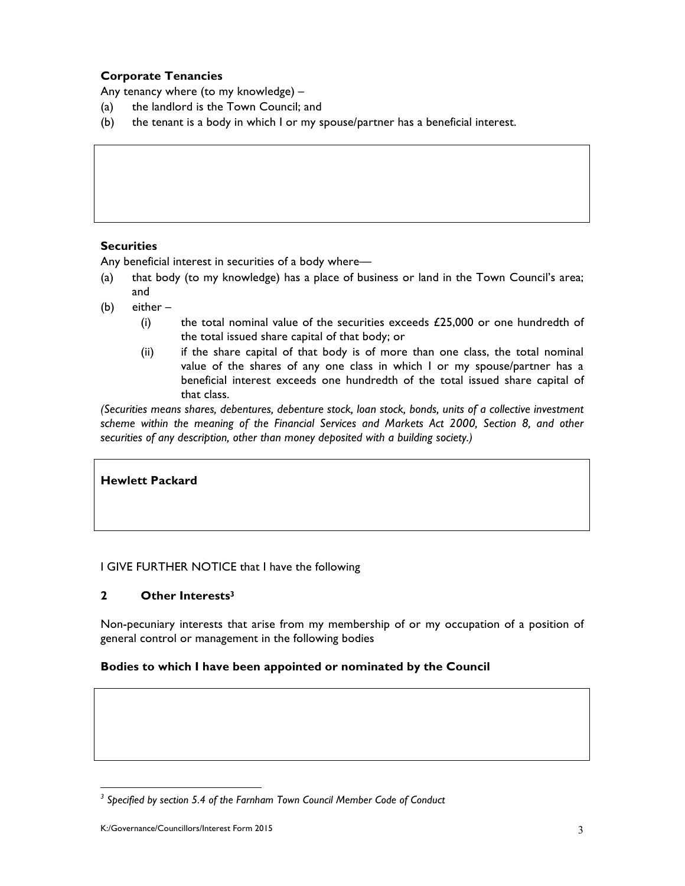**Corporate Tenancies**

Any tenancy where (to my knowledge) –

(a) the landlord is the Town Council; and

(b) the tenant is a body in which I or my spouse/partner has a beneficial interest.

**Securities**

Any beneficial interest in securities of a body where—

(a) that body (to my knowledge) has a place of business or land in the Town Council's area; and

(b) either –

  (i) the total nominal value of the securities exceeds £25,000 or one hundredth of the total issued share capital of that body; or

  (ii) if the share capital of that body is of more than one class, the total nominal value of the shares of any one class in which I or my spouse/partner has a beneficial interest exceeds one hundredth of the total issued share capital of that class.

*(Securities means shares, debentures, debenture stock, loan stock, bonds, units of a collective investment scheme within the meaning of the Financial Services and Markets Act 2000, Section 8, and other securities of any description, other than money deposited with a building society.)*

**Hewlett Packard**

I GIVE FURTHER NOTICE that I have the following

## 2 Other Interests[3]

Non-pecuniary interests that arise from my membership of or my occupation of a position of general control or management in the following bodies

**Bodies to which I have been appointed or nominated by the Council**

[3] *Specified by section 5.4 of the Farnham Town Council Member Code of Conduct*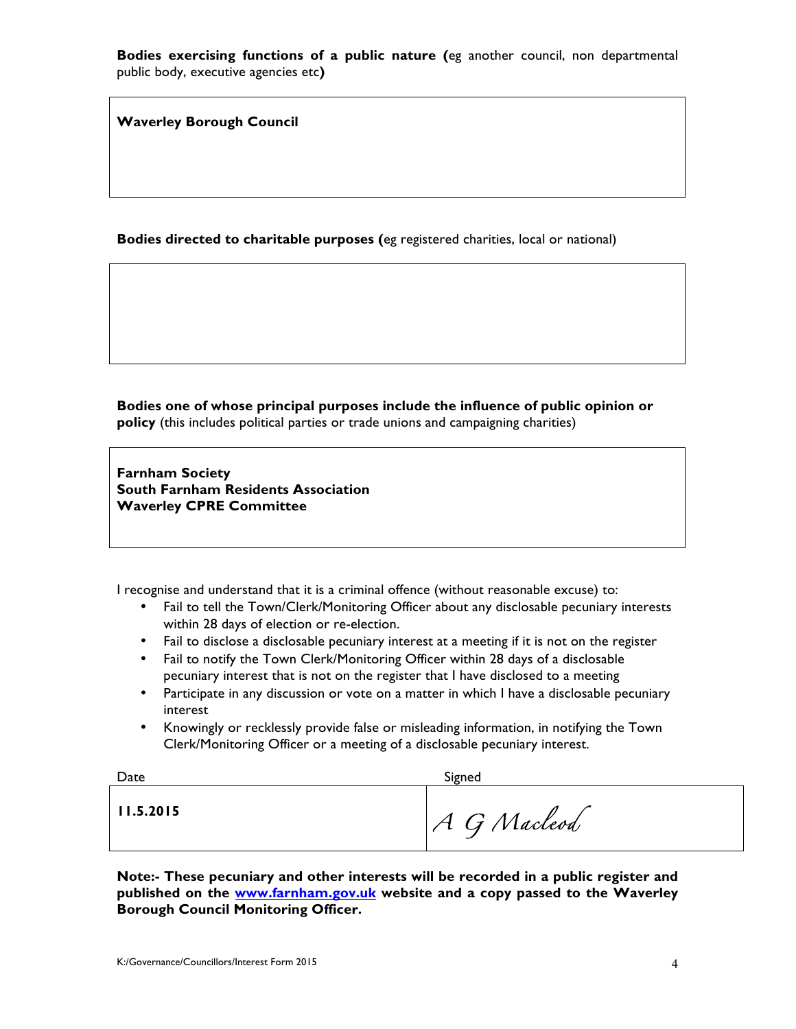**Bodies exercising functions of a public nature (**eg another council, non departmental public body, executive agencies etc**)**

**Waverley Borough Council**

**Bodies directed to charitable purposes (**eg registered charities, local or national)

**Bodies one of whose principal purposes include the influence of public opinion or policy** (this includes political parties or trade unions and campaigning charities)

**Farnham Society**
**South Farnham Residents Association**
**Waverley CPRE Committee**

I recognise and understand that it is a criminal offence (without reasonable excuse) to:

- Fail to tell the Town/Clerk/Monitoring Officer about any disclosable pecuniary interests within 28 days of election or re-election.
- Fail to disclose a disclosable pecuniary interest at a meeting if it is not on the register
- Fail to notify the Town Clerk/Monitoring Officer within 28 days of a disclosable pecuniary interest that is not on the register that I have disclosed to a meeting
- Participate in any discussion or vote on a matter in which I have a disclosable pecuniary interest
- Knowingly or recklessly provide false or misleading information, in notifying the Town Clerk/Monitoring Officer or a meeting of a disclosable pecuniary interest.

| Date | Signed |
|---|---|
| **11.5.2015** | *A G Macleod* |

**Note:- These pecuniary and other interests will be recorded in a public register and published on the www.farnham.gov.uk website and a copy passed to the Waverley Borough Council Monitoring Officer.**

K:/Governance/Councillors/Interest Form 2015